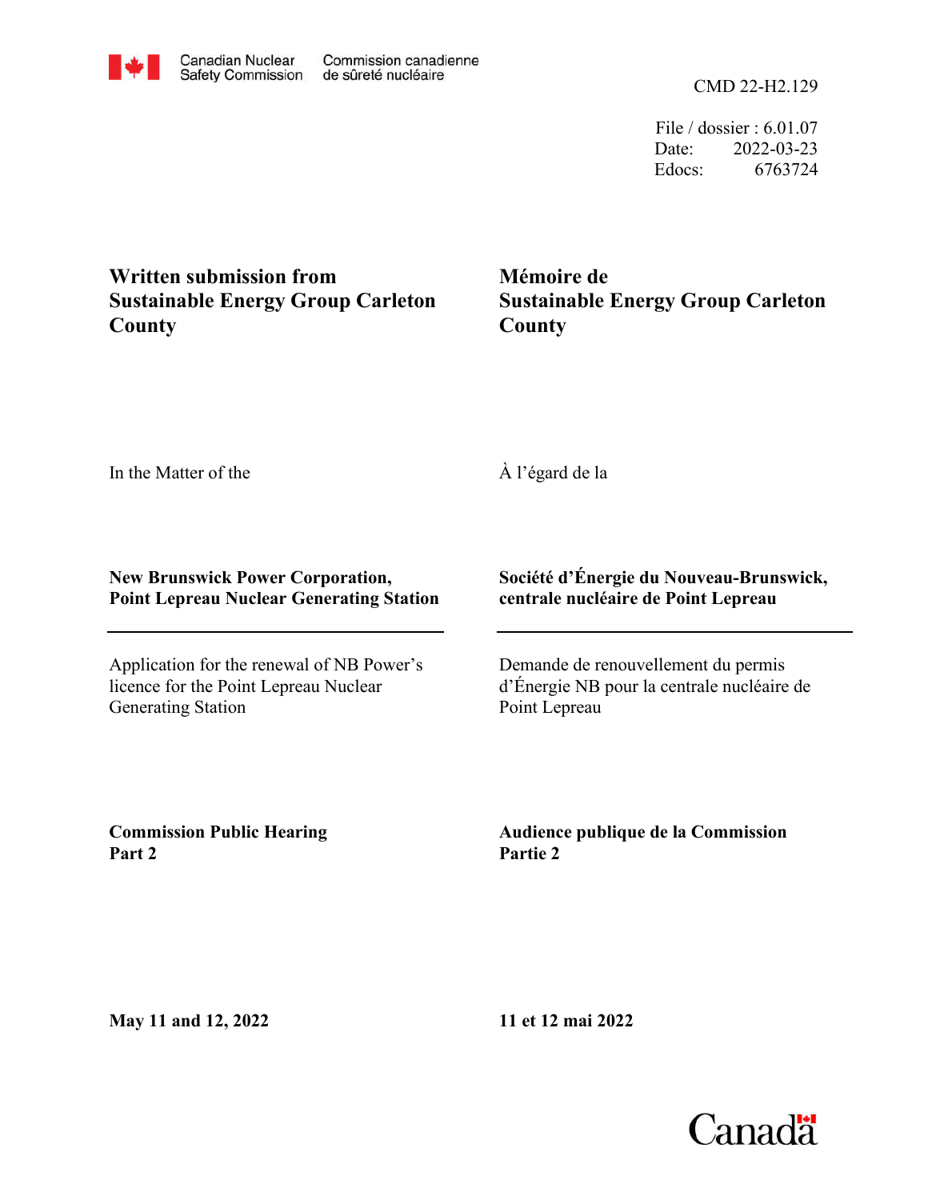Canadian Nuclear Safety Commission — Commission canadienne de sûreté nucléaire

CMD 22-H2.129

File / dossier : 6.01.07
Date: 2022-03-23
Edocs: 6763724

**Written submission from Sustainable Energy Group Carleton County**

**Mémoire de Sustainable Energy Group Carleton County**

In the Matter of the

À l'égard de la

**New Brunswick Power Corporation, Point Lepreau Nuclear Generating Station**

**Société d'Énergie du Nouveau-Brunswick, centrale nucléaire de Point Lepreau**

---

Application for the renewal of NB Power's licence for the Point Lepreau Nuclear Generating Station

Demande de renouvellement du permis d'Énergie NB pour la centrale nucléaire de Point Lepreau

**Commission Public Hearing Part 2**

**Audience publique de la Commission Partie 2**

**May 11 and 12, 2022**

**11 et 12 mai 2022**

Canada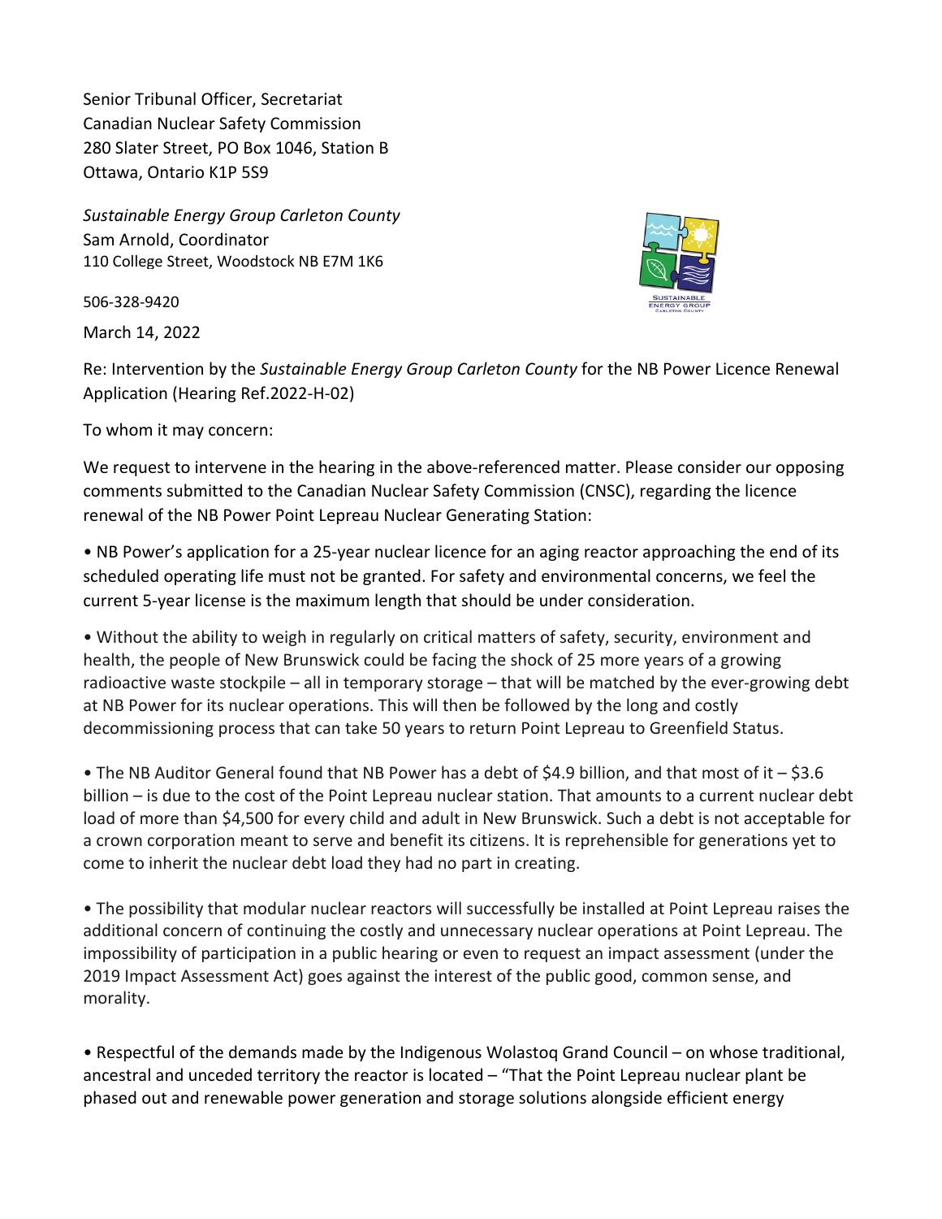Senior Tribunal Officer, Secretariat
Canadian Nuclear Safety Commission
280 Slater Street, PO Box 1046, Station B
Ottawa, Ontario K1P 5S9

*Sustainable Energy Group Carleton County*
Sam Arnold, Coordinator
110 College Street, Woodstock NB E7M 1K6

506-328-9420

March 14, 2022

Re: Intervention by the *Sustainable Energy Group Carleton County* for the NB Power Licence Renewal Application (Hearing Ref.2022-H-02)

To whom it may concern:

We request to intervene in the hearing in the above-referenced matter. Please consider our opposing comments submitted to the Canadian Nuclear Safety Commission (CNSC), regarding the licence renewal of the NB Power Point Lepreau Nuclear Generating Station:

- NB Power's application for a 25-year nuclear licence for an aging reactor approaching the end of its scheduled operating life must not be granted. For safety and environmental concerns, we feel the current 5-year license is the maximum length that should be under consideration.

- Without the ability to weigh in regularly on critical matters of safety, security, environment and health, the people of New Brunswick could be facing the shock of 25 more years of a growing radioactive waste stockpile – all in temporary storage – that will be matched by the ever-growing debt at NB Power for its nuclear operations. This will then be followed by the long and costly decommissioning process that can take 50 years to return Point Lepreau to Greenfield Status.

- The NB Auditor General found that NB Power has a debt of $4.9 billion, and that most of it – $3.6 billion – is due to the cost of the Point Lepreau nuclear station. That amounts to a current nuclear debt load of more than $4,500 for every child and adult in New Brunswick. Such a debt is not acceptable for a crown corporation meant to serve and benefit its citizens. It is reprehensible for generations yet to come to inherit the nuclear debt load they had no part in creating.

- The possibility that modular nuclear reactors will successfully be installed at Point Lepreau raises the additional concern of continuing the costly and unnecessary nuclear operations at Point Lepreau. The impossibility of participation in a public hearing or even to request an impact assessment (under the 2019 Impact Assessment Act) goes against the interest of the public good, common sense, and morality.

- Respectful of the demands made by the Indigenous Wolastoq Grand Council – on whose traditional, ancestral and unceded territory the reactor is located – "That the Point Lepreau nuclear plant be phased out and renewable power generation and storage solutions alongside efficient energy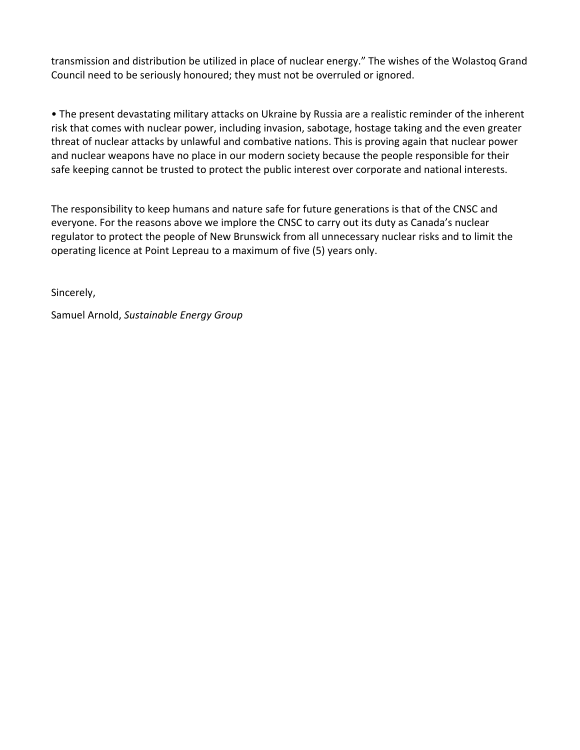transmission and distribution be utilized in place of nuclear energy.” The wishes of the Wolastoq Grand Council need to be seriously honoured; they must not be overruled or ignored.

• The present devastating military attacks on Ukraine by Russia are a realistic reminder of the inherent risk that comes with nuclear power, including invasion, sabotage, hostage taking and the even greater threat of nuclear attacks by unlawful and combative nations. This is proving again that nuclear power and nuclear weapons have no place in our modern society because the people responsible for their safe keeping cannot be trusted to protect the public interest over corporate and national interests.

The responsibility to keep humans and nature safe for future generations is that of the CNSC and everyone. For the reasons above we implore the CNSC to carry out its duty as Canada’s nuclear regulator to protect the people of New Brunswick from all unnecessary nuclear risks and to limit the operating licence at Point Lepreau to a maximum of five (5) years only.

Sincerely,

Samuel Arnold, *Sustainable Energy Group*